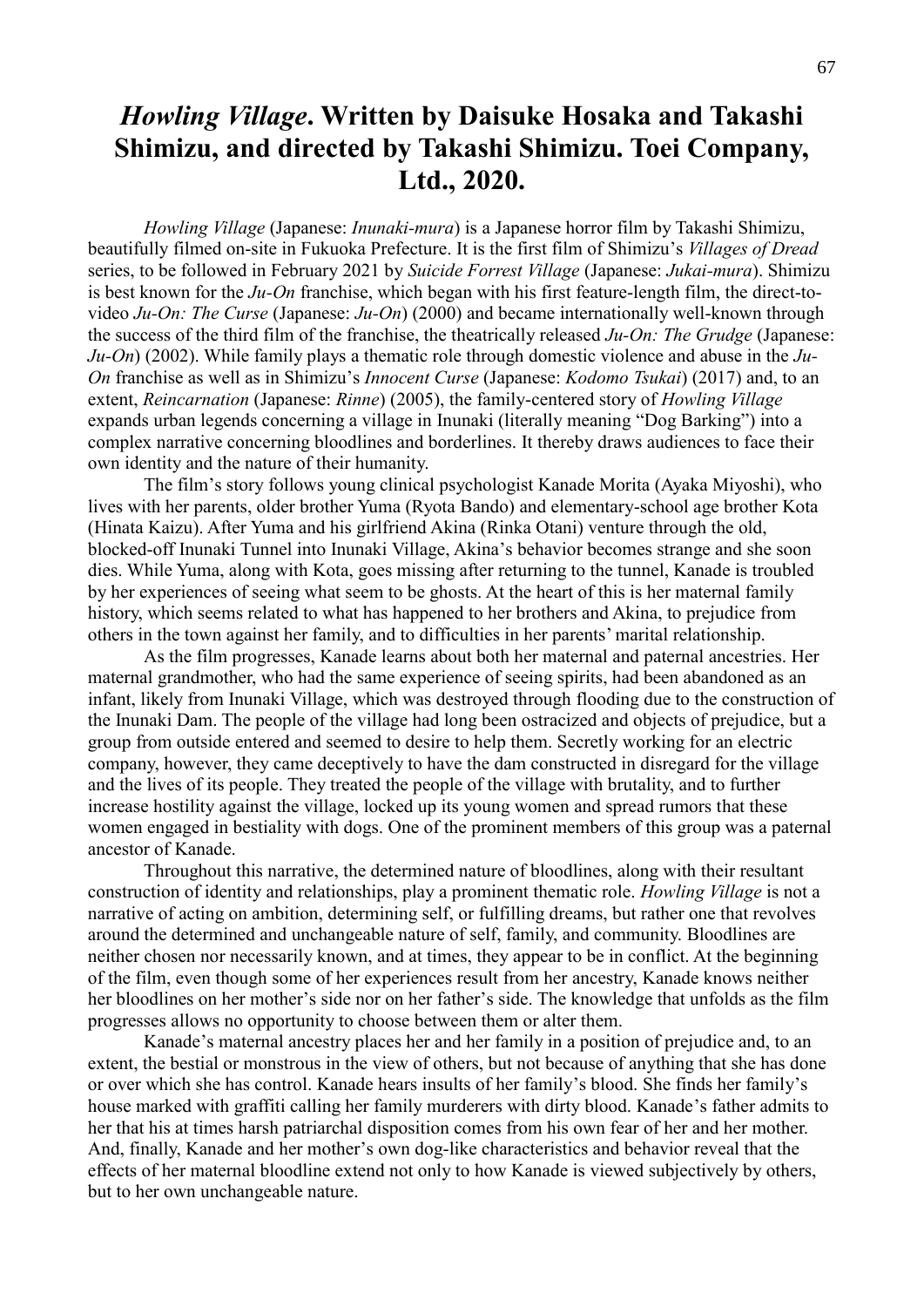# *Howling Village*. Written by Daisuke Hosaka and Takashi Shimizu, and directed by Takashi Shimizu. Toei Company, Ltd., 2020.

*Howling Village* (Japanese: *Inunaki-mura*) is a Japanese horror film by Takashi Shimizu, beautifully filmed on-site in Fukuoka Prefecture. It is the first film of Shimizu's *Villages of Dread* series, to be followed in February 2021 by *Suicide Forrest Village* (Japanese: *Jukai-mura*). Shimizu is best known for the *Ju-On* franchise, which began with his first feature-length film, the direct-to-video *Ju-On: The Curse* (Japanese: *Ju-On*) (2000) and became internationally well-known through the success of the third film of the franchise, the theatrically released *Ju-On: The Grudge* (Japanese: *Ju-On*) (2002). While family plays a thematic role through domestic violence and abuse in the *Ju-On* franchise as well as in Shimizu's *Innocent Curse* (Japanese: *Kodomo Tsukai*) (2017) and, to an extent, *Reincarnation* (Japanese: *Rinne*) (2005), the family-centered story of *Howling Village* expands urban legends concerning a village in Inunaki (literally meaning "Dog Barking") into a complex narrative concerning bloodlines and borderlines. It thereby draws audiences to face their own identity and the nature of their humanity.

The film's story follows young clinical psychologist Kanade Morita (Ayaka Miyoshi), who lives with her parents, older brother Yuma (Ryota Bando) and elementary-school age brother Kota (Hinata Kaizu). After Yuma and his girlfriend Akina (Rinka Otani) venture through the old, blocked-off Inunaki Tunnel into Inunaki Village, Akina's behavior becomes strange and she soon dies. While Yuma, along with Kota, goes missing after returning to the tunnel, Kanade is troubled by her experiences of seeing what seem to be ghosts. At the heart of this is her maternal family history, which seems related to what has happened to her brothers and Akina, to prejudice from others in the town against her family, and to difficulties in her parents' marital relationship.

As the film progresses, Kanade learns about both her maternal and paternal ancestries. Her maternal grandmother, who had the same experience of seeing spirits, had been abandoned as an infant, likely from Inunaki Village, which was destroyed through flooding due to the construction of the Inunaki Dam. The people of the village had long been ostracized and objects of prejudice, but a group from outside entered and seemed to desire to help them. Secretly working for an electric company, however, they came deceptively to have the dam constructed in disregard for the village and the lives of its people. They treated the people of the village with brutality, and to further increase hostility against the village, locked up its young women and spread rumors that these women engaged in bestiality with dogs. One of the prominent members of this group was a paternal ancestor of Kanade.

Throughout this narrative, the determined nature of bloodlines, along with their resultant construction of identity and relationships, play a prominent thematic role. *Howling Village* is not a narrative of acting on ambition, determining self, or fulfilling dreams, but rather one that revolves around the determined and unchangeable nature of self, family, and community. Bloodlines are neither chosen nor necessarily known, and at times, they appear to be in conflict. At the beginning of the film, even though some of her experiences result from her ancestry, Kanade knows neither her bloodlines on her mother's side nor on her father's side. The knowledge that unfolds as the film progresses allows no opportunity to choose between them or alter them.

Kanade's maternal ancestry places her and her family in a position of prejudice and, to an extent, the bestial or monstrous in the view of others, but not because of anything that she has done or over which she has control. Kanade hears insults of her family's blood. She finds her family's house marked with graffiti calling her family murderers with dirty blood. Kanade's father admits to her that his at times harsh patriarchal disposition comes from his own fear of her and her mother. And, finally, Kanade and her mother's own dog-like characteristics and behavior reveal that the effects of her maternal bloodline extend not only to how Kanade is viewed subjectively by others, but to her own unchangeable nature.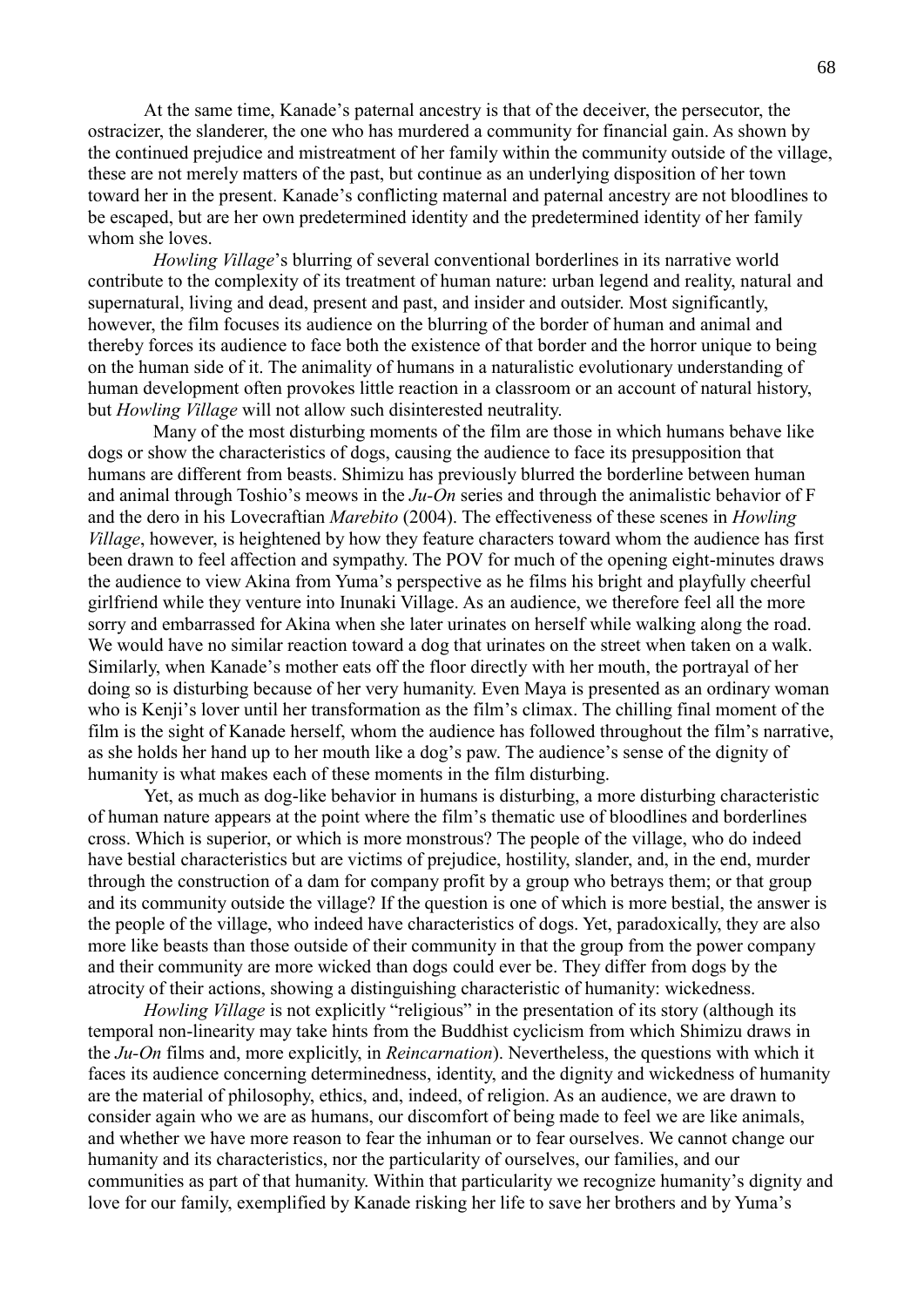At the same time, Kanade's paternal ancestry is that of the deceiver, the persecutor, the ostracizer, the slanderer, the one who has murdered a community for financial gain. As shown by the continued prejudice and mistreatment of her family within the community outside of the village, these are not merely matters of the past, but continue as an underlying disposition of her town toward her in the present. Kanade's conflicting maternal and paternal ancestry are not bloodlines to be escaped, but are her own predetermined identity and the predetermined identity of her family whom she loves.

*Howling Village*'s blurring of several conventional borderlines in its narrative world contribute to the complexity of its treatment of human nature: urban legend and reality, natural and supernatural, living and dead, present and past, and insider and outsider. Most significantly, however, the film focuses its audience on the blurring of the border of human and animal and thereby forces its audience to face both the existence of that border and the horror unique to being on the human side of it. The animality of humans in a naturalistic evolutionary understanding of human development often provokes little reaction in a classroom or an account of natural history, but *Howling Village* will not allow such disinterested neutrality.

Many of the most disturbing moments of the film are those in which humans behave like dogs or show the characteristics of dogs, causing the audience to face its presupposition that humans are different from beasts. Shimizu has previously blurred the borderline between human and animal through Toshio's meows in the *Ju-On* series and through the animalistic behavior of F and the dero in his Lovecraftian *Marebito* (2004). The effectiveness of these scenes in *Howling Village*, however, is heightened by how they feature characters toward whom the audience has first been drawn to feel affection and sympathy. The POV for much of the opening eight-minutes draws the audience to view Akina from Yuma's perspective as he films his bright and playfully cheerful girlfriend while they venture into Inunaki Village. As an audience, we therefore feel all the more sorry and embarrassed for Akina when she later urinates on herself while walking along the road. We would have no similar reaction toward a dog that urinates on the street when taken on a walk. Similarly, when Kanade's mother eats off the floor directly with her mouth, the portrayal of her doing so is disturbing because of her very humanity. Even Maya is presented as an ordinary woman who is Kenji's lover until her transformation as the film's climax. The chilling final moment of the film is the sight of Kanade herself, whom the audience has followed throughout the film's narrative, as she holds her hand up to her mouth like a dog's paw. The audience's sense of the dignity of humanity is what makes each of these moments in the film disturbing.

Yet, as much as dog-like behavior in humans is disturbing, a more disturbing characteristic of human nature appears at the point where the film's thematic use of bloodlines and borderlines cross. Which is superior, or which is more monstrous? The people of the village, who do indeed have bestial characteristics but are victims of prejudice, hostility, slander, and, in the end, murder through the construction of a dam for company profit by a group who betrays them; or that group and its community outside the village? If the question is one of which is more bestial, the answer is the people of the village, who indeed have characteristics of dogs. Yet, paradoxically, they are also more like beasts than those outside of their community in that the group from the power company and their community are more wicked than dogs could ever be. They differ from dogs by the atrocity of their actions, showing a distinguishing characteristic of humanity: wickedness.

*Howling Village* is not explicitly "religious" in the presentation of its story (although its temporal non-linearity may take hints from the Buddhist cyclicism from which Shimizu draws in the *Ju-On* films and, more explicitly, in *Reincarnation*). Nevertheless, the questions with which it faces its audience concerning determinedness, identity, and the dignity and wickedness of humanity are the material of philosophy, ethics, and, indeed, of religion. As an audience, we are drawn to consider again who we are as humans, our discomfort of being made to feel we are like animals, and whether we have more reason to fear the inhuman or to fear ourselves. We cannot change our humanity and its characteristics, nor the particularity of ourselves, our families, and our communities as part of that humanity. Within that particularity we recognize humanity's dignity and love for our family, exemplified by Kanade risking her life to save her brothers and by Yuma's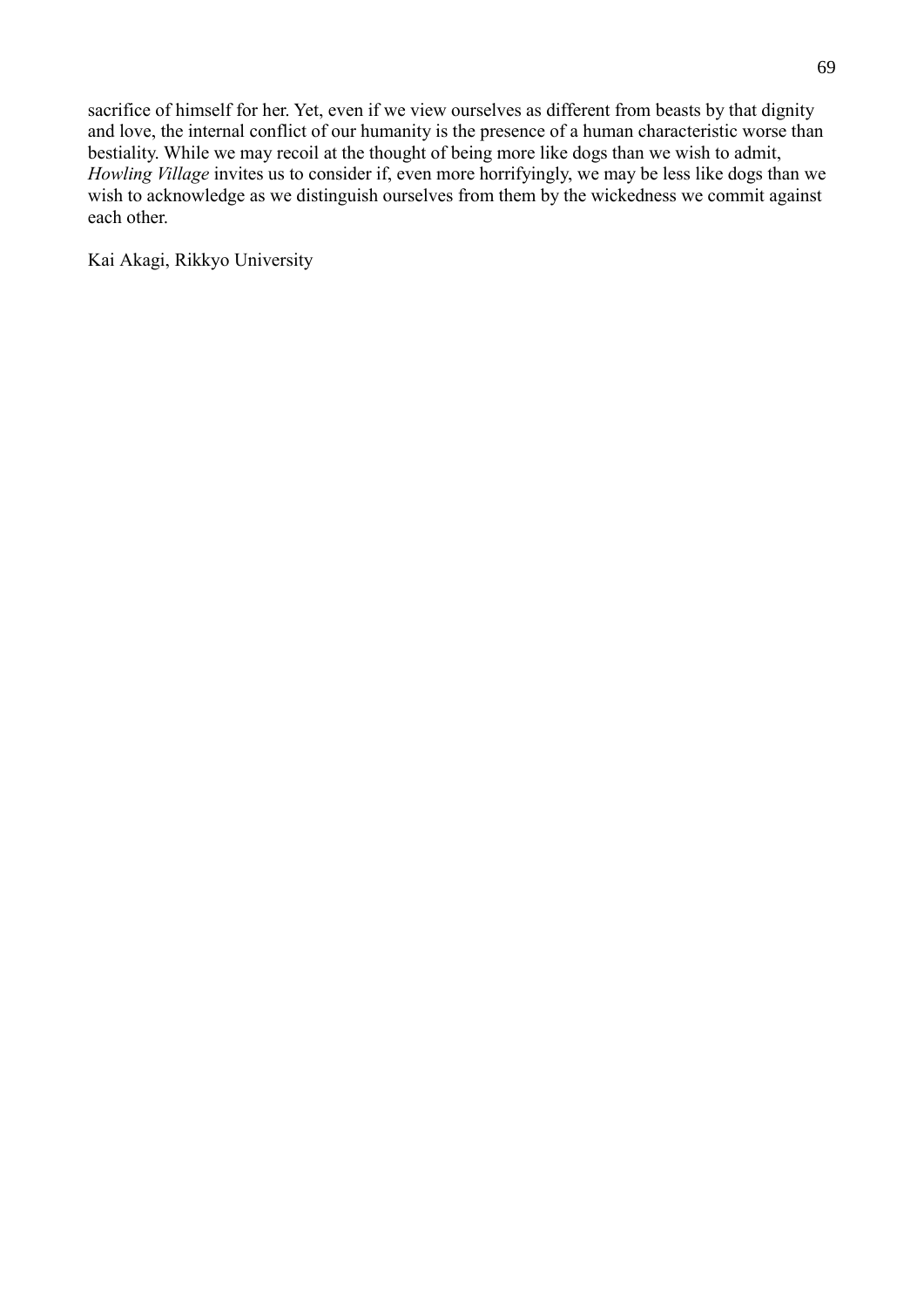sacrifice of himself for her. Yet, even if we view ourselves as different from beasts by that dignity and love, the internal conflict of our humanity is the presence of a human characteristic worse than bestiality. While we may recoil at the thought of being more like dogs than we wish to admit, *Howling Village* invites us to consider if, even more horrifyingly, we may be less like dogs than we wish to acknowledge as we distinguish ourselves from them by the wickedness we commit against each other.

Kai Akagi, Rikkyo University